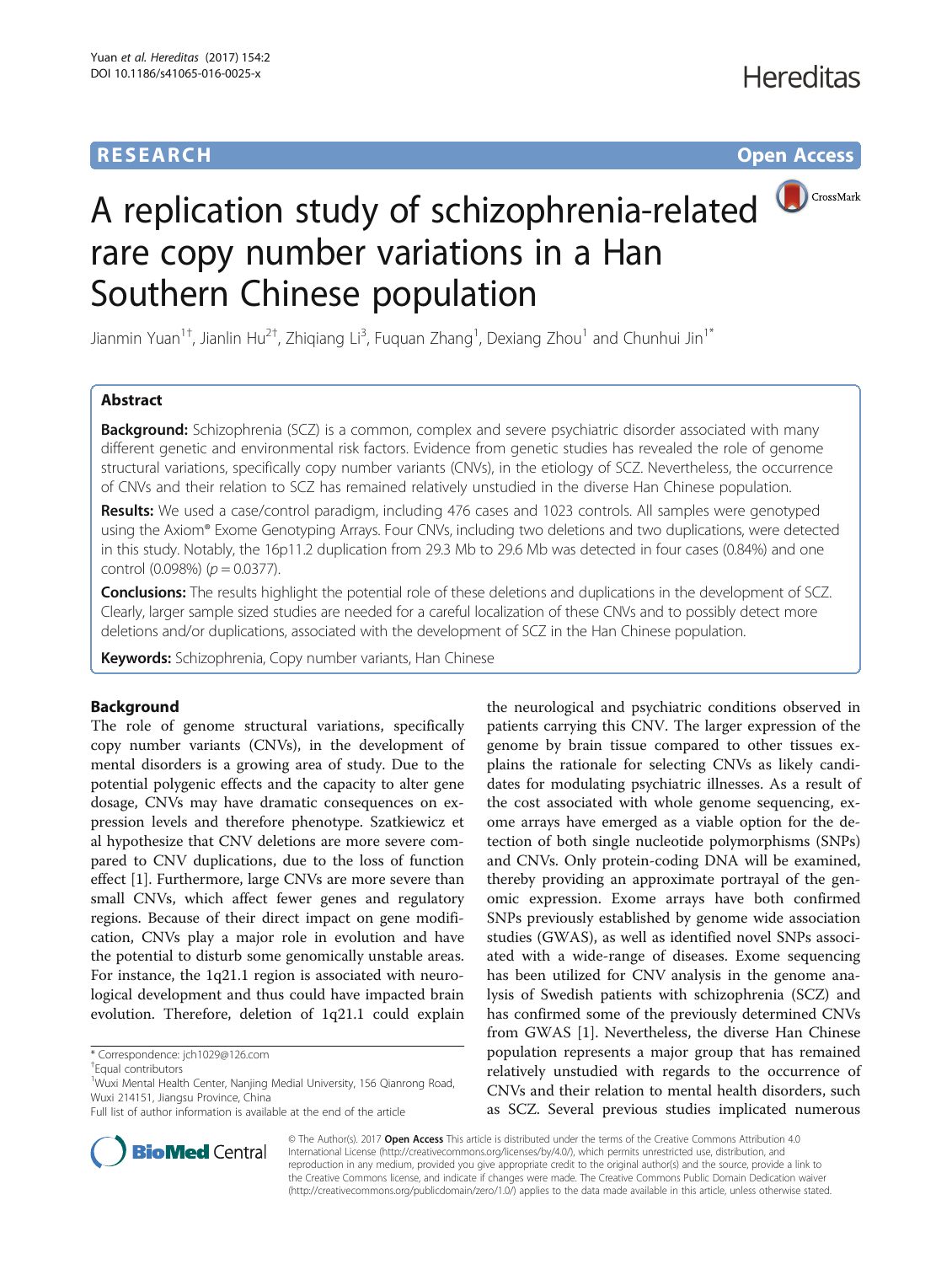**RESEARCH** **Open Access**

# A replication study of schizophrenia-related rare copy number variations in a Han Southern Chinese population

Jianmin Yuan[1†], Jianlin Hu[2†], Zhiqiang Li[3], Fuquan Zhang[1], Dexiang Zhou[1] and Chunhui Jin[1*]

## Abstract

**Background:** Schizophrenia (SCZ) is a common, complex and severe psychiatric disorder associated with many different genetic and environmental risk factors. Evidence from genetic studies has revealed the role of genome structural variations, specifically copy number variants (CNVs), in the etiology of SCZ. Nevertheless, the occurrence of CNVs and their relation to SCZ has remained relatively unstudied in the diverse Han Chinese population.

**Results:** We used a case/control paradigm, including 476 cases and 1023 controls. All samples were genotyped using the Axiom® Exome Genotyping Arrays. Four CNVs, including two deletions and two duplications, were detected in this study. Notably, the 16p11.2 duplication from 29.3 Mb to 29.6 Mb was detected in four cases (0.84%) and one control (0.098%) ($p = 0.0377$).

**Conclusions:** The results highlight the potential role of these deletions and duplications in the development of SCZ. Clearly, larger sample sized studies are needed for a careful localization of these CNVs and to possibly detect more deletions and/or duplications, associated with the development of SCZ in the Han Chinese population.

**Keywords:** Schizophrenia, Copy number variants, Han Chinese

## Background

The role of genome structural variations, specifically copy number variants (CNVs), in the development of mental disorders is a growing area of study. Due to the potential polygenic effects and the capacity to alter gene dosage, CNVs may have dramatic consequences on expression levels and therefore phenotype. Szatkiewicz et al hypothesize that CNV deletions are more severe compared to CNV duplications, due to the loss of function effect [1]. Furthermore, large CNVs are more severe than small CNVs, which affect fewer genes and regulatory regions. Because of their direct impact on gene modification, CNVs play a major role in evolution and have the potential to disturb some genomically unstable areas. For instance, the 1q21.1 region is associated with neurological development and thus could have impacted brain evolution. Therefore, deletion of 1q21.1 could explain the neurological and psychiatric conditions observed in patients carrying this CNV. The larger expression of the genome by brain tissue compared to other tissues explains the rationale for selecting CNVs as likely candidates for modulating psychiatric illnesses. As a result of the cost associated with whole genome sequencing, exome arrays have emerged as a viable option for the detection of both single nucleotide polymorphisms (SNPs) and CNVs. Only protein-coding DNA will be examined, thereby providing an approximate portrayal of the genomic expression. Exome arrays have both confirmed SNPs previously established by genome wide association studies (GWAS), as well as identified novel SNPs associated with a wide-range of diseases. Exome sequencing has been utilized for CNV analysis in the genome analysis of Swedish patients with schizophrenia (SCZ) and has confirmed some of the previously determined CNVs from GWAS [1]. Nevertheless, the diverse Han Chinese population represents a major group that has remained relatively unstudied with regards to the occurrence of CNVs and their relation to mental health disorders, such as SCZ. Several previous studies implicated numerous

\* Correspondence: jch1029@126.com
†Equal contributors
[1]Wuxi Mental Health Center, Nanjing Medial University, 156 Qianrong Road, Wuxi 214151, Jiangsu Province, China
Full list of author information is available at the end of the article

© The Author(s). 2017 **Open Access** This article is distributed under the terms of the Creative Commons Attribution 4.0 International License (http://creativecommons.org/licenses/by/4.0/), which permits unrestricted use, distribution, and reproduction in any medium, provided you give appropriate credit to the original author(s) and the source, provide a link to the Creative Commons license, and indicate if changes were made. The Creative Commons Public Domain Dedication waiver (http://creativecommons.org/publicdomain/zero/1.0/) applies to the data made available in this article, unless otherwise stated.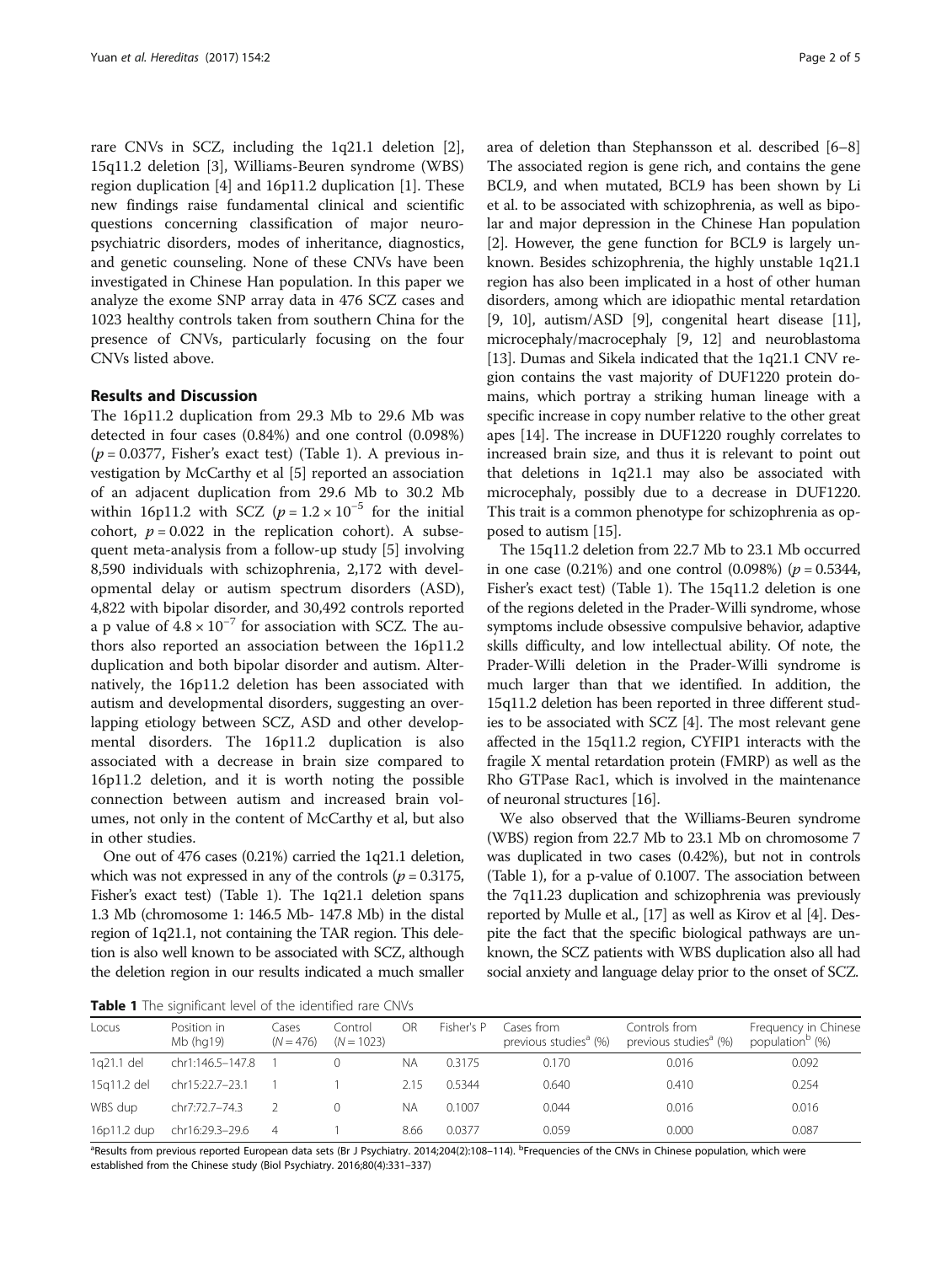rare CNVs in SCZ, including the 1q21.1 deletion [2], 15q11.2 deletion [3], Williams-Beuren syndrome (WBS) region duplication [4] and 16p11.2 duplication [1]. These new findings raise fundamental clinical and scientific questions concerning classification of major neuropsychiatric disorders, modes of inheritance, diagnostics, and genetic counseling. None of these CNVs have been investigated in Chinese Han population. In this paper we analyze the exome SNP array data in 476 SCZ cases and 1023 healthy controls taken from southern China for the presence of CNVs, particularly focusing on the four CNVs listed above.

## Results and Discussion

The 16p11.2 duplication from 29.3 Mb to 29.6 Mb was detected in four cases (0.84%) and one control (0.098%) ($p = 0.0377$, Fisher's exact test) (Table 1). A previous investigation by McCarthy et al [5] reported an association of an adjacent duplication from 29.6 Mb to 30.2 Mb within 16p11.2 with SCZ ($p = 1.2 \times 10^{-5}$ for the initial cohort, $p = 0.022$ in the replication cohort). A subsequent meta-analysis from a follow-up study [5] involving 8,590 individuals with schizophrenia, 2,172 with developmental delay or autism spectrum disorders (ASD), 4,822 with bipolar disorder, and 30,492 controls reported a p value of $4.8 \times 10^{-7}$ for association with SCZ. The authors also reported an association between the 16p11.2 duplication and both bipolar disorder and autism. Alternatively, the 16p11.2 deletion has been associated with autism and developmental disorders, suggesting an overlapping etiology between SCZ, ASD and other developmental disorders. The 16p11.2 duplication is also associated with a decrease in brain size compared to 16p11.2 deletion, and it is worth noting the possible connection between autism and increased brain volumes, not only in the content of McCarthy et al, but also in other studies.

One out of 476 cases (0.21%) carried the 1q21.1 deletion, which was not expressed in any of the controls ($p = 0.3175$, Fisher's exact test) (Table 1). The 1q21.1 deletion spans 1.3 Mb (chromosome 1: 146.5 Mb- 147.8 Mb) in the distal region of 1q21.1, not containing the TAR region. This deletion is also well known to be associated with SCZ, although the deletion region in our results indicated a much smaller area of deletion than Stephansson et al. described [6–8] The associated region is gene rich, and contains the gene BCL9, and when mutated, BCL9 has been shown by Li et al. to be associated with schizophrenia, as well as bipolar and major depression in the Chinese Han population [2]. However, the gene function for BCL9 is largely unknown. Besides schizophrenia, the highly unstable 1q21.1 region has also been implicated in a host of other human disorders, among which are idiopathic mental retardation [9, 10], autism/ASD [9], congenital heart disease [11], microcephaly/macrocephaly [9, 12] and neuroblastoma [13]. Dumas and Sikela indicated that the 1q21.1 CNV region contains the vast majority of DUF1220 protein domains, which portray a striking human lineage with a specific increase in copy number relative to the other great apes [14]. The increase in DUF1220 roughly correlates to increased brain size, and thus it is relevant to point out that deletions in 1q21.1 may also be associated with microcephaly, possibly due to a decrease in DUF1220. This trait is a common phenotype for schizophrenia as opposed to autism [15].

The 15q11.2 deletion from 22.7 Mb to 23.1 Mb occurred in one case (0.21%) and one control (0.098%) ($p = 0.5344$, Fisher's exact test) (Table 1). The 15q11.2 deletion is one of the regions deleted in the Prader-Willi syndrome, whose symptoms include obsessive compulsive behavior, adaptive skills difficulty, and low intellectual ability. Of note, the Prader-Willi deletion in the Prader-Willi syndrome is much larger than that we identified. In addition, the 15q11.2 deletion has been reported in three different studies to be associated with SCZ [4]. The most relevant gene affected in the 15q11.2 region, CYFIP1 interacts with the fragile X mental retardation protein (FMRP) as well as the Rho GTPase Rac1, which is involved in the maintenance of neuronal structures [16].

We also observed that the Williams-Beuren syndrome (WBS) region from 22.7 Mb to 23.1 Mb on chromosome 7 was duplicated in two cases (0.42%), but not in controls (Table 1), for a p-value of 0.1007. The association between the 7q11.23 duplication and schizophrenia was previously reported by Mulle et al., [17] as well as Kirov et al [4]. Despite the fact that the specific biological pathways are unknown, the SCZ patients with WBS duplication also all had social anxiety and language delay prior to the onset of SCZ.

**Table 1** The significant level of the identified rare CNVs

| Locus | Position in Mb (hg19) | Cases ($N = 476$) | Control ($N = 1023$) | OR | Fisher's P | Cases from previous studies[a] (%) | Controls from previous studies[a] (%) | Frequency in Chinese population[b] (%) |
|---|---|---|---|---|---|---|---|---|
| 1q21.1 del | chr1:146.5–147.8 | 1 | 0 | NA | 0.3175 | 0.170 | 0.016 | 0.092 |
| 15q11.2 del | chr15:22.7–23.1 | 1 | 1 | 2.15 | 0.5344 | 0.640 | 0.410 | 0.254 |
| WBS dup | chr7:72.7–74.3 | 2 | 0 | NA | 0.1007 | 0.044 | 0.016 | 0.016 |
| 16p11.2 dup | chr16:29.3–29.6 | 4 | 1 | 8.66 | 0.0377 | 0.059 | 0.000 | 0.087 |

[a]Results from previous reported European data sets (Br J Psychiatry. 2014;204(2):108–114). [b]Frequencies of the CNVs in Chinese population, which were established from the Chinese study (Biol Psychiatry. 2016;80(4):331–337)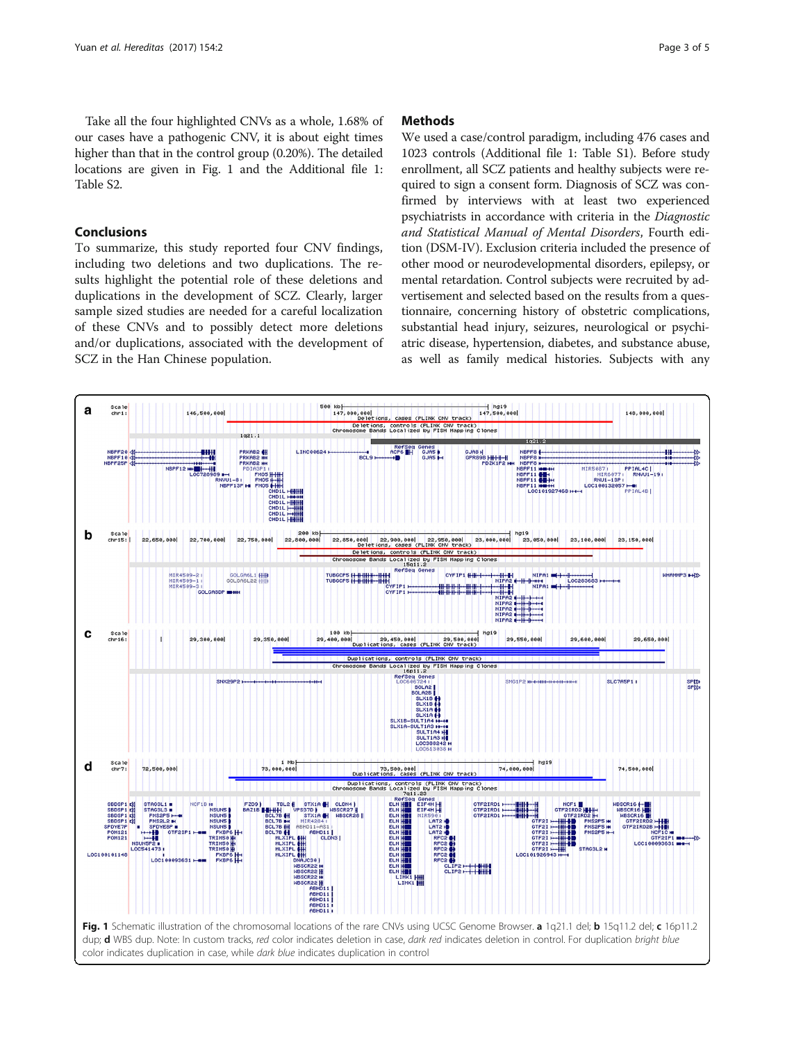Take all the four highlighted CNVs as a whole, 1.68% of our cases have a pathogenic CNV, it is about eight times higher than that in the control group (0.20%). The detailed locations are given in Fig. 1 and the Additional file 1: Table S2.

## Conclusions

To summarize, this study reported four CNV findings, including two deletions and two duplications. The results highlight the potential role of these deletions and duplications in the development of SCZ. Clearly, larger sample sized studies are needed for a careful localization of these CNVs and to possibly detect more deletions and/or duplications, associated with the development of SCZ in the Han Chinese population.

## Methods

We used a case/control paradigm, including 476 cases and 1023 controls (Additional file 1: Table S1). Before study enrollment, all SCZ patients and healthy subjects were required to sign a consent form. Diagnosis of SCZ was confirmed by interviews with at least two experienced psychiatrists in accordance with criteria in the *Diagnostic and Statistical Manual of Mental Disorders*, Fourth edition (DSM-IV). Exclusion criteria included the presence of other mood or neurodevelopmental disorders, epilepsy, or mental retardation. Control subjects were recruited by advertisement and selected based on the results from a questionnaire, concerning history of obstetric complications, substantial head injury, seizures, neurological or psychiatric disease, hypertension, diabetes, and substance abuse, as well as family medical histories. Subjects with any

**Fig. 1** Schematic illustration of the chromosomal locations of the rare CNVs using UCSC Genome Browser. **a** 1q21.1 del; **b** 15q11.2 del; **c** 16p11.2 dup; **d** WBS dup. Note: In custom tracks, *red* color indicates deletion in case, *dark red* indicates deletion in control. For duplication *bright blue* color indicates duplication in case, while *dark blue* indicates duplication in control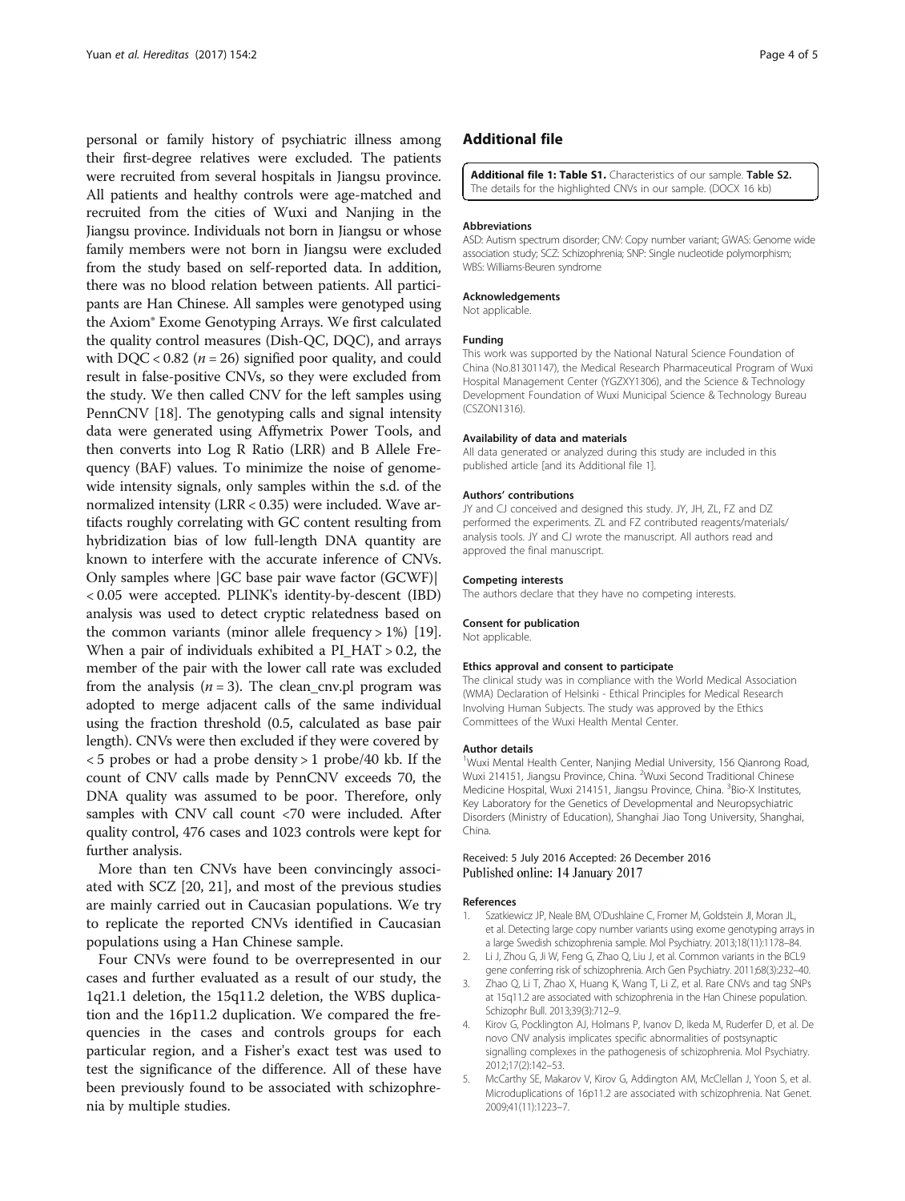personal or family history of psychiatric illness among their first-degree relatives were excluded. The patients were recruited from several hospitals in Jiangsu province. All patients and healthy controls were age-matched and recruited from the cities of Wuxi and Nanjing in the Jiangsu province. Individuals not born in Jiangsu or whose family members were not born in Jiangsu were excluded from the study based on self-reported data. In addition, there was no blood relation between patients. All participants are Han Chinese. All samples were genotyped using the Axiom® Exome Genotyping Arrays. We first calculated the quality control measures (Dish-QC, DQC), and arrays with DQC < 0.82 ($n = 26$) signified poor quality, and could result in false-positive CNVs, so they were excluded from the study. We then called CNV for the left samples using PennCNV [18]. The genotyping calls and signal intensity data were generated using Affymetrix Power Tools, and then converts into Log R Ratio (LRR) and B Allele Frequency (BAF) values. To minimize the noise of genome-wide intensity signals, only samples within the s.d. of the normalized intensity (LRR < 0.35) were included. Wave artifacts roughly correlating with GC content resulting from hybridization bias of low full-length DNA quantity are known to interfere with the accurate inference of CNVs. Only samples where |GC base pair wave factor (GCWF)| < 0.05 were accepted. PLINK's identity-by-descent (IBD) analysis was used to detect cryptic relatedness based on the common variants (minor allele frequency > 1%) [19]. When a pair of individuals exhibited a PI_HAT > 0.2, the member of the pair with the lower call rate was excluded from the analysis ($n = 3$). The clean_cnv.pl program was adopted to merge adjacent calls of the same individual using the fraction threshold (0.5, calculated as base pair length). CNVs were then excluded if they were covered by < 5 probes or had a probe density > 1 probe/40 kb. If the count of CNV calls made by PennCNV exceeds 70, the DNA quality was assumed to be poor. Therefore, only samples with CNV call count <70 were included. After quality control, 476 cases and 1023 controls were kept for further analysis.

More than ten CNVs have been convincingly associated with SCZ [20, 21], and most of the previous studies are mainly carried out in Caucasian populations. We try to replicate the reported CNVs identified in Caucasian populations using a Han Chinese sample.

Four CNVs were found to be overrepresented in our cases and further evaluated as a result of our study, the 1q21.1 deletion, the 15q11.2 deletion, the WBS duplication and the 16p11.2 duplication. We compared the frequencies in the cases and controls groups for each particular region, and a Fisher's exact test was used to test the significance of the difference. All of these have been previously found to be associated with schizophrenia by multiple studies.

## Additional file

**Additional file 1: Table S1.** Characteristics of our sample. **Table S2.** The details for the highlighted CNVs in our sample. (DOCX 16 kb)

#### Abbreviations
ASD: Autism spectrum disorder; CNV: Copy number variant; GWAS: Genome wide association study; SCZ: Schizophrenia; SNP: Single nucleotide polymorphism; WBS: Williams-Beuren syndrome

#### Acknowledgements
Not applicable.

#### Funding
This work was supported by the National Natural Science Foundation of China (No.81301147), the Medical Research Pharmaceutical Program of Wuxi Hospital Management Center (YGZXY1306), and the Science & Technology Development Foundation of Wuxi Municipal Science & Technology Bureau (CSZON1316).

#### Availability of data and materials
All data generated or analyzed during this study are included in this published article [and its Additional file 1].

#### Authors' contributions
JY and CJ conceived and designed this study. JY, JH, ZL, FZ and DZ performed the experiments. ZL and FZ contributed reagents/materials/analysis tools. JY and CJ wrote the manuscript. All authors read and approved the final manuscript.

#### Competing interests
The authors declare that they have no competing interests.

#### Consent for publication
Not applicable.

#### Ethics approval and consent to participate
The clinical study was in compliance with the World Medical Association (WMA) Declaration of Helsinki - Ethical Principles for Medical Research Involving Human Subjects. The study was approved by the Ethics Committees of the Wuxi Health Mental Center.

#### Author details
[1]Wuxi Mental Health Center, Nanjing Medial University, 156 Qianrong Road, Wuxi 214151, Jiangsu Province, China. [2]Wuxi Second Traditional Chinese Medicine Hospital, Wuxi 214151, Jiangsu Province, China. [3]Bio-X Institutes, Key Laboratory for the Genetics of Developmental and Neuropsychiatric Disorders (Ministry of Education), Shanghai Jiao Tong University, Shanghai, China.

Received: 5 July 2016 Accepted: 26 December 2016
Published online: 14 January 2017

#### References
1. Szatkiewicz JP, Neale BM, O'Dushlaine C, Fromer M, Goldstein JI, Moran JL, et al. Detecting large copy number variants using exome genotyping arrays in a large Swedish schizophrenia sample. Mol Psychiatry. 2013;18(11):1178–84.
2. Li J, Zhou G, Ji W, Feng G, Zhao Q, Liu J, et al. Common variants in the BCL9 gene conferring risk of schizophrenia. Arch Gen Psychiatry. 2011;68(3):232–40.
3. Zhao Q, Li T, Zhao X, Huang K, Wang T, Li Z, et al. Rare CNVs and tag SNPs at 15q11.2 are associated with schizophrenia in the Han Chinese population. Schizophr Bull. 2013;39(3):712–9.
4. Kirov G, Pocklington AJ, Holmans P, Ivanov D, Ikeda M, Ruderfer D, et al. De novo CNV analysis implicates specific abnormalities of postsynaptic signalling complexes in the pathogenesis of schizophrenia. Mol Psychiatry. 2012;17(2):142–53.
5. McCarthy SE, Makarov V, Kirov G, Addington AM, McClellan J, Yoon S, et al. Microduplications of 16p11.2 are associated with schizophrenia. Nat Genet. 2009;41(11):1223–7.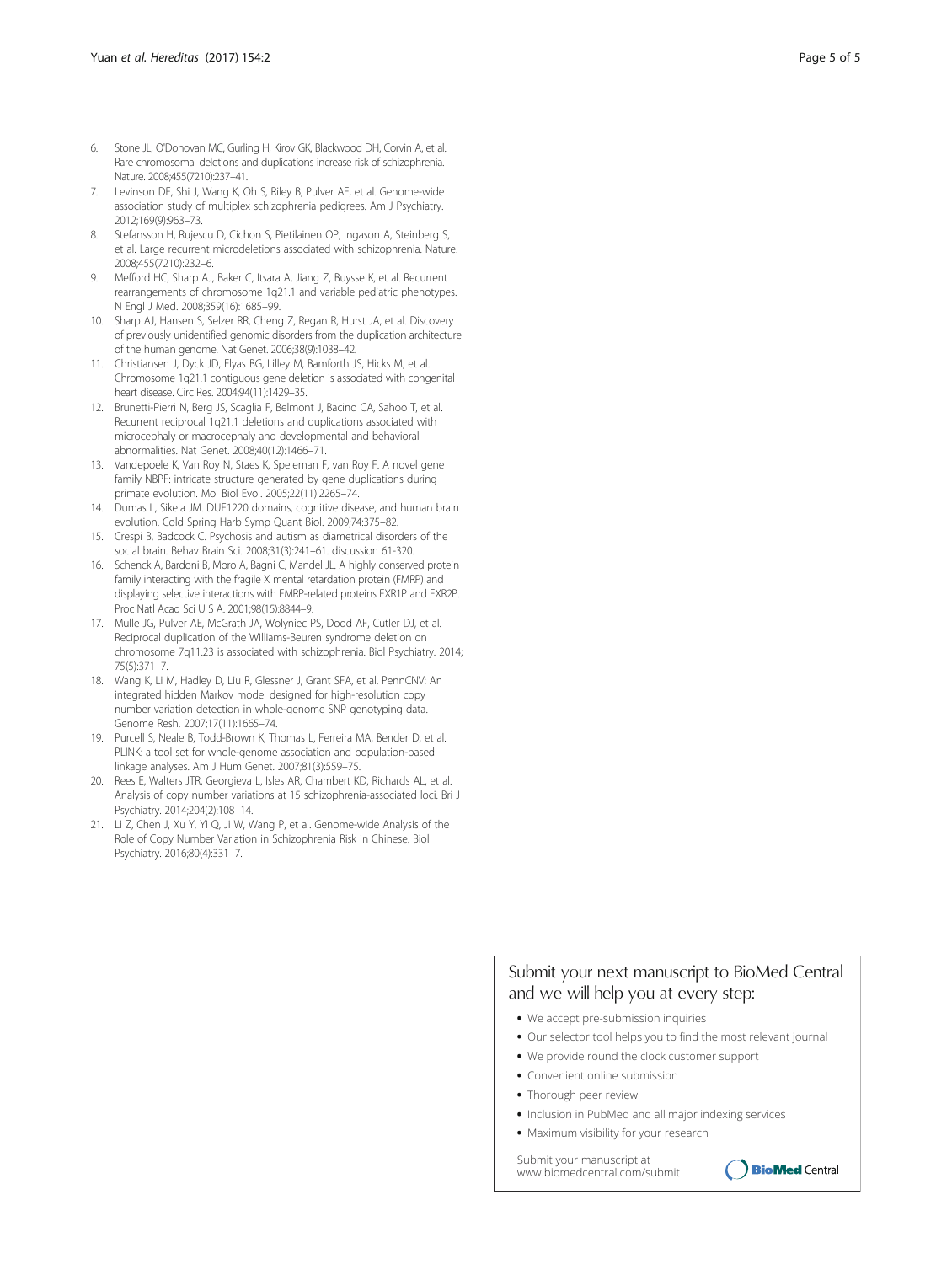6. Stone JL, O'Donovan MC, Gurling H, Kirov GK, Blackwood DH, Corvin A, et al. Rare chromosomal deletions and duplications increase risk of schizophrenia. Nature. 2008;455(7210):237–41.
7. Levinson DF, Shi J, Wang K, Oh S, Riley B, Pulver AE, et al. Genome-wide association study of multiplex schizophrenia pedigrees. Am J Psychiatry. 2012;169(9):963–73.
8. Stefansson H, Rujescu D, Cichon S, Pietilainen OP, Ingason A, Steinberg S, et al. Large recurrent microdeletions associated with schizophrenia. Nature. 2008;455(7210):232–6.
9. Mefford HC, Sharp AJ, Baker C, Itsara A, Jiang Z, Buysse K, et al. Recurrent rearrangements of chromosome 1q21.1 and variable pediatric phenotypes. N Engl J Med. 2008;359(16):1685–99.
10. Sharp AJ, Hansen S, Selzer RR, Cheng Z, Regan R, Hurst JA, et al. Discovery of previously unidentified genomic disorders from the duplication architecture of the human genome. Nat Genet. 2006;38(9):1038–42.
11. Christiansen J, Dyck JD, Elyas BG, Lilley M, Bamforth JS, Hicks M, et al. Chromosome 1q21.1 contiguous gene deletion is associated with congenital heart disease. Circ Res. 2004;94(11):1429–35.
12. Brunetti-Pierri N, Berg JS, Scaglia F, Belmont J, Bacino CA, Sahoo T, et al. Recurrent reciprocal 1q21.1 deletions and duplications associated with microcephaly or macrocephaly and developmental and behavioral abnormalities. Nat Genet. 2008;40(12):1466–71.
13. Vandepoele K, Van Roy N, Staes K, Speleman F, van Roy F. A novel gene family NBPF: intricate structure generated by gene duplications during primate evolution. Mol Biol Evol. 2005;22(11):2265–74.
14. Dumas L, Sikela JM. DUF1220 domains, cognitive disease, and human brain evolution. Cold Spring Harb Symp Quant Biol. 2009;74:375–82.
15. Crespi B, Badcock C. Psychosis and autism as diametrical disorders of the social brain. Behav Brain Sci. 2008;31(3):241–61. discussion 61-320.
16. Schenck A, Bardoni B, Moro A, Bagni C, Mandel JL. A highly conserved protein family interacting with the fragile X mental retardation protein (FMRP) and displaying selective interactions with FMRP-related proteins FXR1P and FXR2P. Proc Natl Acad Sci U S A. 2001;98(15):8844–9.
17. Mulle JG, Pulver AE, McGrath JA, Wolyniec PS, Dodd AF, Cutler DJ, et al. Reciprocal duplication of the Williams-Beuren syndrome deletion on chromosome 7q11.23 is associated with schizophrenia. Biol Psychiatry. 2014;75(5):371–7.
18. Wang K, Li M, Hadley D, Liu R, Glessner J, Grant SFA, et al. PennCNV: An integrated hidden Markov model designed for high-resolution copy number variation detection in whole-genome SNP genotyping data. Genome Resh. 2007;17(11):1665–74.
19. Purcell S, Neale B, Todd-Brown K, Thomas L, Ferreira MA, Bender D, et al. PLINK: a tool set for whole-genome association and population-based linkage analyses. Am J Hum Genet. 2007;81(3):559–75.
20. Rees E, Walters JTR, Georgieva L, Isles AR, Chambert KD, Richards AL, et al. Analysis of copy number variations at 15 schizophrenia-associated loci. Bri J Psychiatry. 2014;204(2):108–14.
21. Li Z, Chen J, Xu Y, Yi Q, Ji W, Wang P, et al. Genome-wide Analysis of the Role of Copy Number Variation in Schizophrenia Risk in Chinese. Biol Psychiatry. 2016;80(4):331–7.

Submit your next manuscript to BioMed Central and we will help you at every step:

- We accept pre-submission inquiries
- Our selector tool helps you to find the most relevant journal
- We provide round the clock customer support
- Convenient online submission
- Thorough peer review
- Inclusion in PubMed and all major indexing services
- Maximum visibility for your research

Submit your manuscript at www.biomedcentral.com/submit

BioMed Central